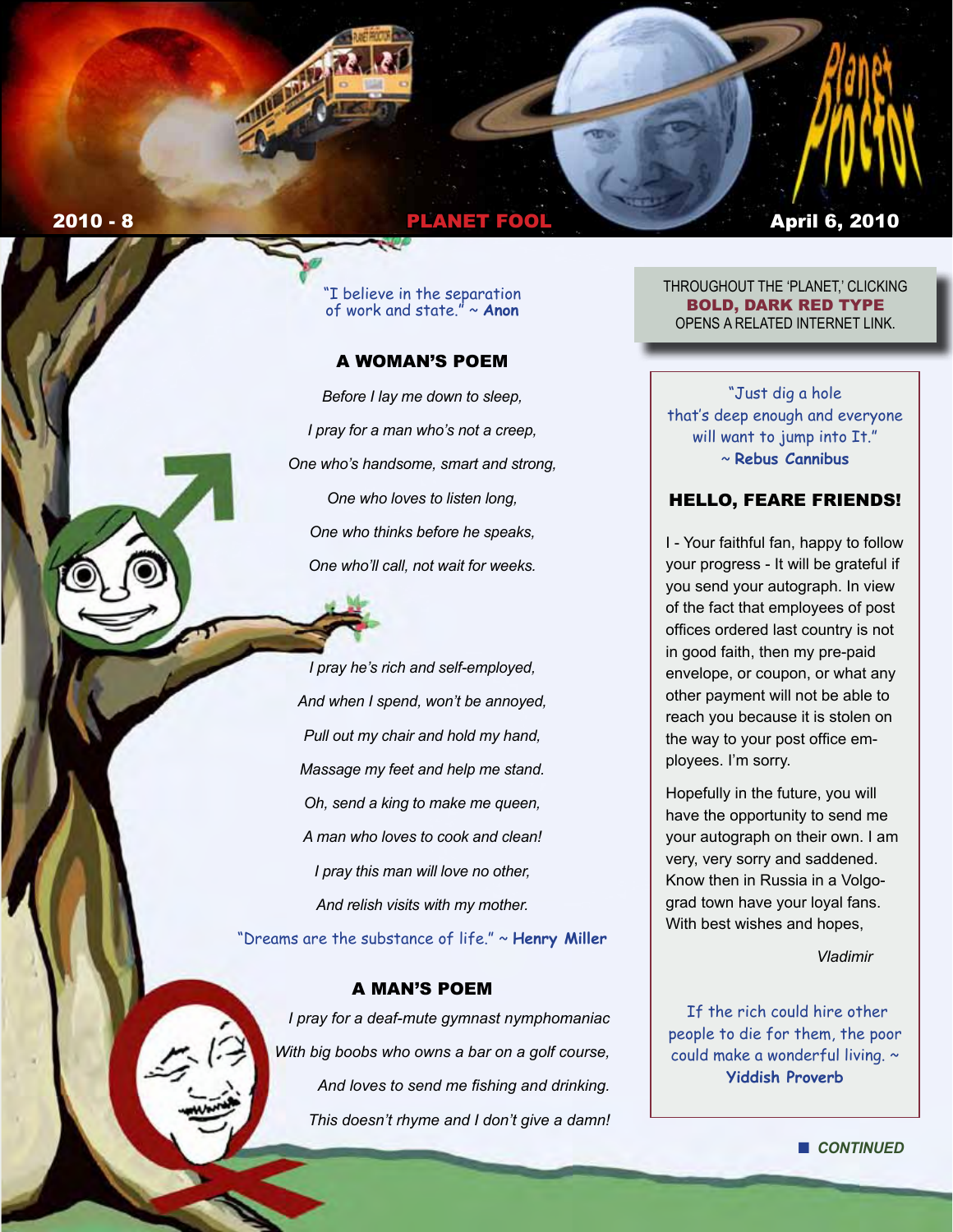# Planet Proctor

**2010 - 8** — **PLANET FOOL** — **April 6, 2010**

"I believe in the separation of work and state." ~ **Anon**

### A WOMAN'S POEM

*Before I lay me down to sleep,*

*I pray for a man who's not a creep,*

*One who's handsome, smart and strong,*

*One who loves to listen long,*

*One who thinks before he speaks,*

*One who'll call, not wait for weeks.*

*I pray he's rich and self-employed,*

*And when I spend, won't be annoyed,*

*Pull out my chair and hold my hand,*

*Massage my feet and help me stand.*

*Oh, send a king to make me queen,*

*A man who loves to cook and clean!*

*I pray this man will love no other,*

*And relish visits with my mother.*

"Dreams are the substance of life." ~ **Henry Miller**

### A MAN'S POEM

*I pray for a deaf-mute gymnast nymphomaniac*

*With big boobs who owns a bar on a golf course,*

*And loves to send me fishing and drinking.*

*This doesn't rhyme and I don't give a damn!*

THROUGHOUT THE 'PLANET,' CLICKING **BOLD, DARK RED TYPE** OPENS A RELATED INTERNET LINK.

"Just dig a hole that's deep enough and everyone will want to jump into It." ~ **Rebus Cannibus**

### HELLO, FEARE FRIENDS!

I - Your faithful fan, happy to follow your progress - It will be grateful if you send your autograph. In view of the fact that employees of post offices ordered last country is not in good faith, then my pre-paid envelope, or coupon, or what any other payment will not be able to reach you because it is stolen on the way to your post office employees. I'm sorry.

Hopefully in the future, you will have the opportunity to send me your autograph on their own. I am very, very sorry and saddened. Know then in Russia in a Volgograd town have your loyal fans. With best wishes and hopes,

*Vladimir*

If the rich could hire other people to die for them, the poor could make a wonderful living. ~ **Yiddish Proverb**

*CONTINUED*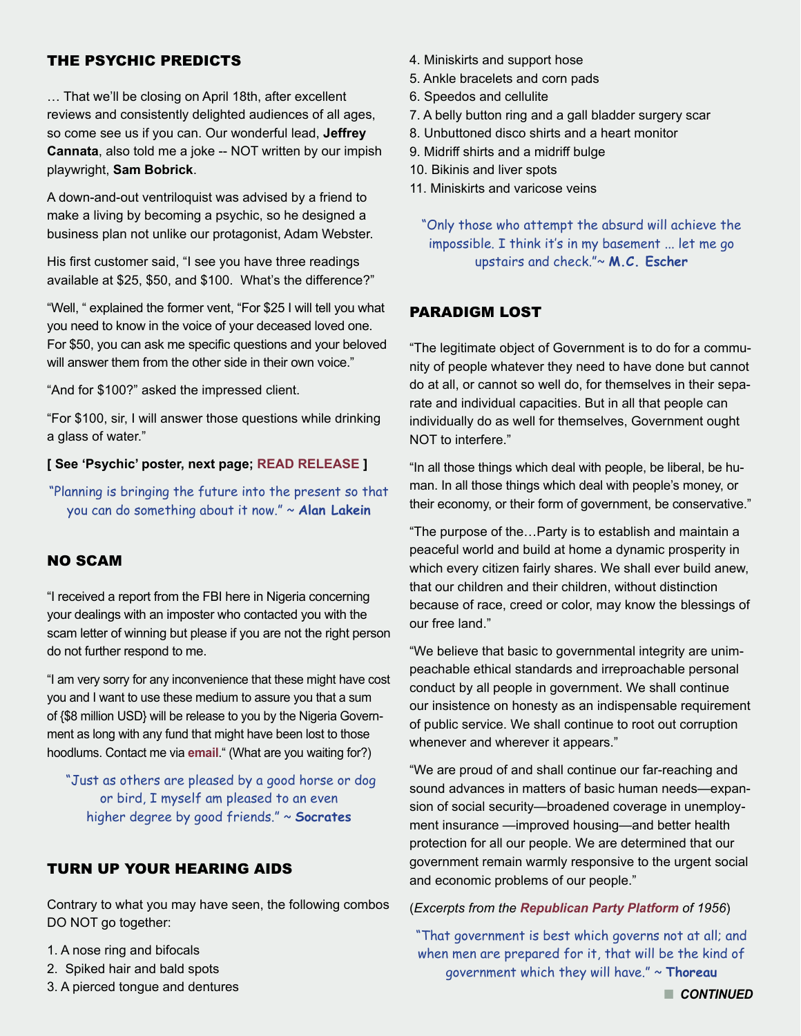## THE PSYCHIC PREDICTS

… That we'll be closing on April 18th, after excellent reviews and consistently delighted audiences of all ages, so come see us if you can. Our wonderful lead, **Jeffrey Cannata**, also told me a joke -- NOT written by our impish playwright, **Sam Bobrick**.

A down-and-out ventriloquist was advised by a friend to make a living by becoming a psychic, so he designed a business plan not unlike our protagonist, Adam Webster.

His first customer said, "I see you have three readings available at $25, $50, and $100. What's the difference?"

"Well, " explained the former vent, "For $25 I will tell you what you need to know in the voice of your deceased loved one. For $50, you can ask me specific questions and your beloved will answer them from the other side in their own voice."

"And for $100?" asked the impressed client.

"For $100, sir, I will answer those questions while drinking a glass of water."

**[ See 'Psychic' poster, next page; READ RELEASE ]**

"Planning is bringing the future into the present so that you can do something about it now." ~ **Alan Lakein**

## NO SCAM

"I received a report from the FBI here in Nigeria concerning your dealings with an imposter who contacted you with the scam letter of winning but please if you are not the right person do not further respond to me.

"I am very sorry for any inconvenience that these might have cost you and I want to use these medium to assure you that a sum of {$8 million USD} will be release to you by the Nigeria Government as long with any fund that might have been lost to those hoodlums. Contact me via **email**." (What are you waiting for?)

"Just as others are pleased by a good horse or dog or bird, I myself am pleased to an even higher degree by good friends." ~ **Socrates**

## TURN UP YOUR HEARING AIDS

Contrary to what you may have seen, the following combos DO NOT go together:

1. A nose ring and bifocals
2. Spiked hair and bald spots
3. A pierced tongue and dentures
4. Miniskirts and support hose
5. Ankle bracelets and corn pads
6. Speedos and cellulite
7. A belly button ring and a gall bladder surgery scar
8. Unbuttoned disco shirts and a heart monitor
9. Midriff shirts and a midriff bulge
10. Bikinis and liver spots
11. Miniskirts and varicose veins

"Only those who attempt the absurd will achieve the impossible. I think it's in my basement … let me go upstairs and check."~ **M.C. Escher**

## PARADIGM LOST

"The legitimate object of Government is to do for a community of people whatever they need to have done but cannot do at all, or cannot so well do, for themselves in their separate and individual capacities. But in all that people can individually do as well for themselves, Government ought NOT to interfere."

"In all those things which deal with people, be liberal, be human. In all those things which deal with people's money, or their economy, or their form of government, be conservative."

"The purpose of the…Party is to establish and maintain a peaceful world and build at home a dynamic prosperity in which every citizen fairly shares. We shall ever build anew, that our children and their children, without distinction because of race, creed or color, may know the blessings of our free land."

"We believe that basic to governmental integrity are unimpeachable ethical standards and irreproachable personal conduct by all people in government. We shall continue our insistence on honesty as an indispensable requirement of public service. We shall continue to root out corruption whenever and wherever it appears."

"We are proud of and shall continue our far-reaching and sound advances in matters of basic human needs—expansion of social security—broadened coverage in unemployment insurance —improved housing—and better health protection for all our people. We are determined that our government remain warmly responsive to the urgent social and economic problems of our people."

(*Excerpts from the **Republican Party Platform** of 1956*)

"That government is best which governs not at all; and when men are prepared for it, that will be the kind of government which they will have." ~ **Thoreau**

***CONTINUED***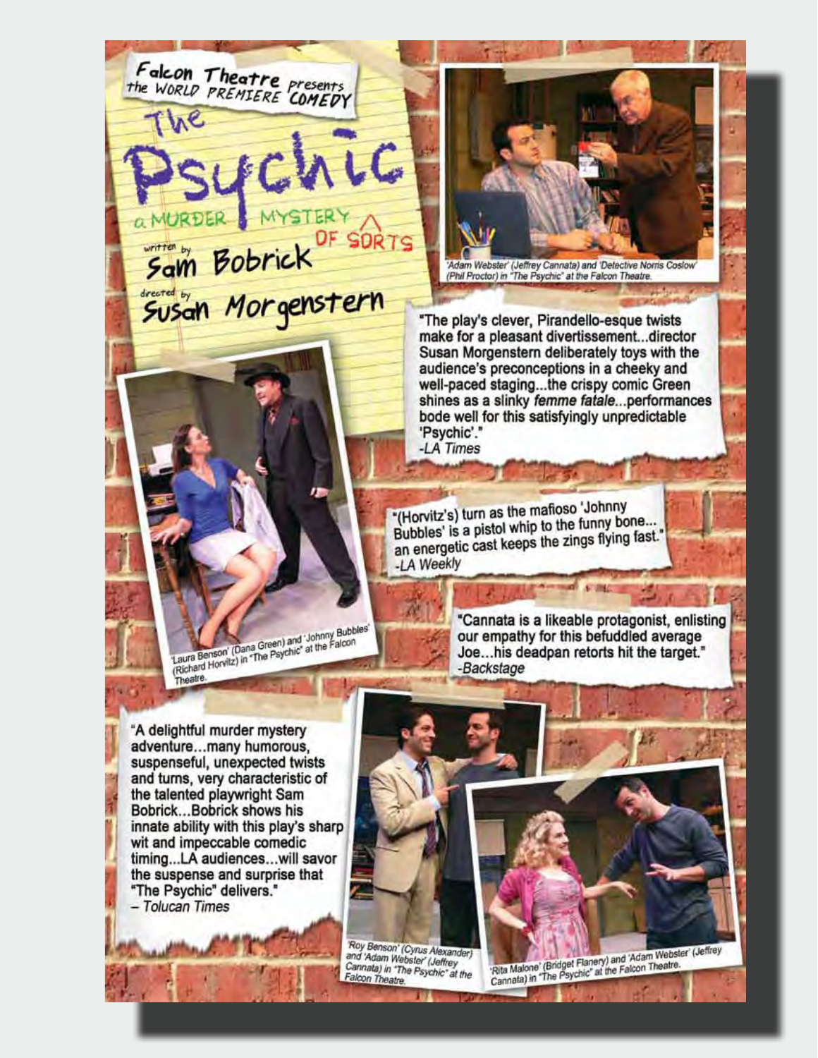Falcon Theatre presents the WORLD PREMIERE COMEDY

# The Psychic

## a MURDER MYSTERY OF SORTS

written by **Sam Bobrick**

directed by **Susan Morgenstern**

'Adam Webster' (Jeffrey Cannata) and 'Detective Norris Coslow' (Phil Proctor) in "The Psychic" at the Falcon Theatre.

"The play's clever, Pirandello-esque twists make for a pleasant divertissement...director Susan Morgenstern deliberately toys with the audience's preconceptions in a cheeky and well-paced staging...the crispy comic Green shines as a slinky *femme fatale*...performances bode well for this satisfyingly unpredictable 'Psychic'."
*-LA Times*

'Laura Benson' (Dana Green) and 'Johnny Bubbles' (Richard Horvitz) in "The Psychic" at the Falcon Theatre.

"(Horvitz's) turn as the mafioso 'Johnny Bubbles' is a pistol whip to the funny bone... an energetic cast keeps the zings flying fast."
*-LA Weekly*

"Cannata is a likeable protagonist, enlisting our empathy for this befuddled average Joe…his deadpan retorts hit the target."
*-Backstage*

"A delightful murder mystery adventure…many humorous, suspenseful, unexpected twists and turns, very characteristic of the talented playwright Sam Bobrick…Bobrick shows his innate ability with this play's sharp wit and impeccable comedic timing...LA audiences…will savor the suspense and surprise that "The Psychic" delivers."
*– Tolucan Times*

'Roy Benson' (Cyrus Alexander) and 'Adam Webster' (Jeffrey Cannata) in "The Psychic" at the Falcon Theatre.

'Rita Malone' (Bridget Flanery) and 'Adam Webster' (Jeffrey Cannata) in "The Psychic" at the Falcon Theatre.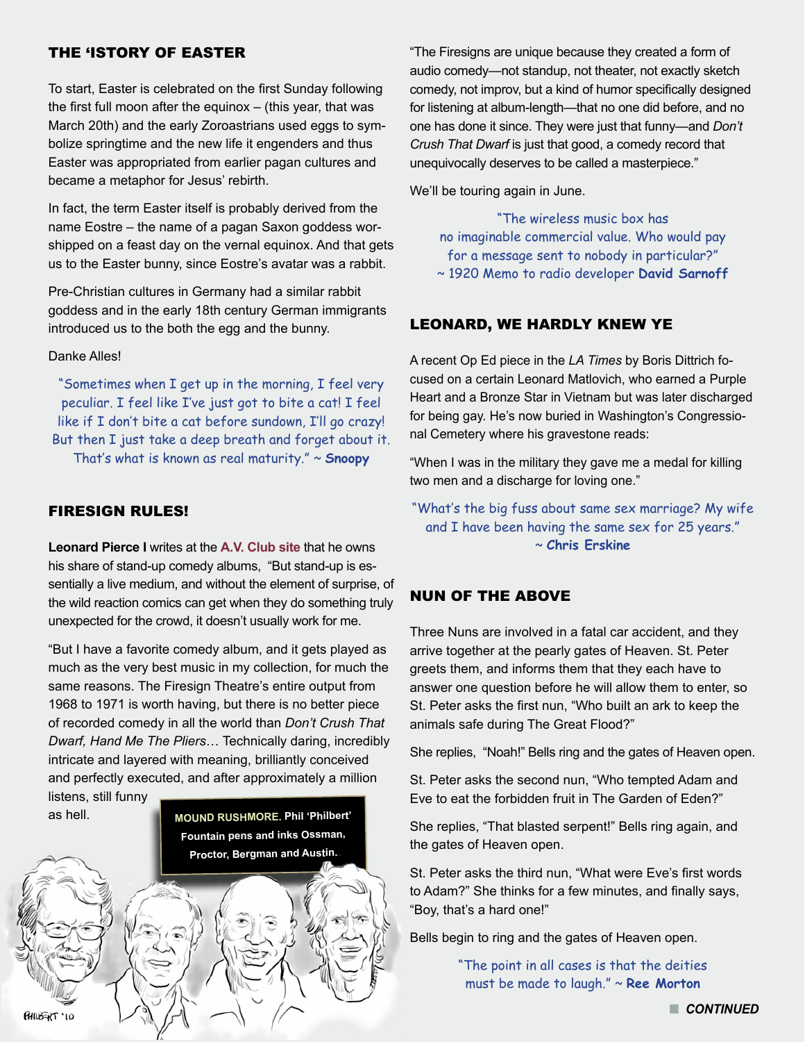## THE 'ISTORY OF EASTER

To start, Easter is celebrated on the first Sunday following the first full moon after the equinox – (this year, that was March 20th) and the early Zoroastrians used eggs to symbolize springtime and the new life it engenders and thus Easter was appropriated from earlier pagan cultures and became a metaphor for Jesus' rebirth.

In fact, the term Easter itself is probably derived from the name Eostre – the name of a pagan Saxon goddess worshipped on a feast day on the vernal equinox. And that gets us to the Easter bunny, since Eostre's avatar was a rabbit.

Pre-Christian cultures in Germany had a similar rabbit goddess and in the early 18th century German immigrants introduced us to the both the egg and the bunny.

Danke Alles!

"Sometimes when I get up in the morning, I feel very peculiar. I feel like I've just got to bite a cat! I feel like if I don't bite a cat before sundown, I'll go crazy! But then I just take a deep breath and forget about it. That's what is known as real maturity." ~ **Snoopy**

## FIRESIGN RULES!

**Leonard Pierce I** writes at the **A.V. Club site** that he owns his share of stand-up comedy albums, "But stand-up is essentially a live medium, and without the element of surprise, of the wild reaction comics can get when they do something truly unexpected for the crowd, it doesn't usually work for me.

"But I have a favorite comedy album, and it gets played as much as the very best music in my collection, for much the same reasons. The Firesign Theatre's entire output from 1968 to 1971 is worth having, but there is no better piece of recorded comedy in all the world than *Don't Crush That Dwarf, Hand Me The Pliers*… Technically daring, incredibly intricate and layered with meaning, brilliantly conceived and perfectly executed, and after approximately a million listens, still funny as hell.

**MOUND RUSHMORE.** Phil 'Philbert' Fountain pens and inks Ossman, Proctor, Bergman and Austin.

"The Firesigns are unique because they created a form of audio comedy—not standup, not theater, not exactly sketch comedy, not improv, but a kind of humor specifically designed for listening at album-length—that no one did before, and no one has done it since. They were just that funny—and *Don't Crush That Dwarf* is just that good, a comedy record that unequivocally deserves to be called a masterpiece."

We'll be touring again in June.

"The wireless music box has no imaginable commercial value. Who would pay for a message sent to nobody in particular?" ~ 1920 Memo to radio developer **David Sarnoff**

## LEONARD, WE HARDLY KNEW YE

A recent Op Ed piece in the *LA Times* by Boris Dittrich focused on a certain Leonard Matlovich, who earned a Purple Heart and a Bronze Star in Vietnam but was later discharged for being gay. He's now buried in Washington's Congressional Cemetery where his gravestone reads:

"When I was in the military they gave me a medal for killing two men and a discharge for loving one."

"What's the big fuss about same sex marriage? My wife and I have been having the same sex for 25 years." ~ **Chris Erskine**

## NUN OF THE ABOVE

Three Nuns are involved in a fatal car accident, and they arrive together at the pearly gates of Heaven. St. Peter greets them, and informs them that they each have to answer one question before he will allow them to enter, so St. Peter asks the first nun, "Who built an ark to keep the animals safe during The Great Flood?"

She replies, "Noah!" Bells ring and the gates of Heaven open.

St. Peter asks the second nun, "Who tempted Adam and Eve to eat the forbidden fruit in The Garden of Eden?"

She replies, "That blasted serpent!" Bells ring again, and the gates of Heaven open.

St. Peter asks the third nun, "What were Eve's first words to Adam?" She thinks for a few minutes, and finally says, "Boy, that's a hard one!"

Bells begin to ring and the gates of Heaven open.

"The point in all cases is that the deities must be made to laugh." ~ **Ree Morton**

***CONTINUED***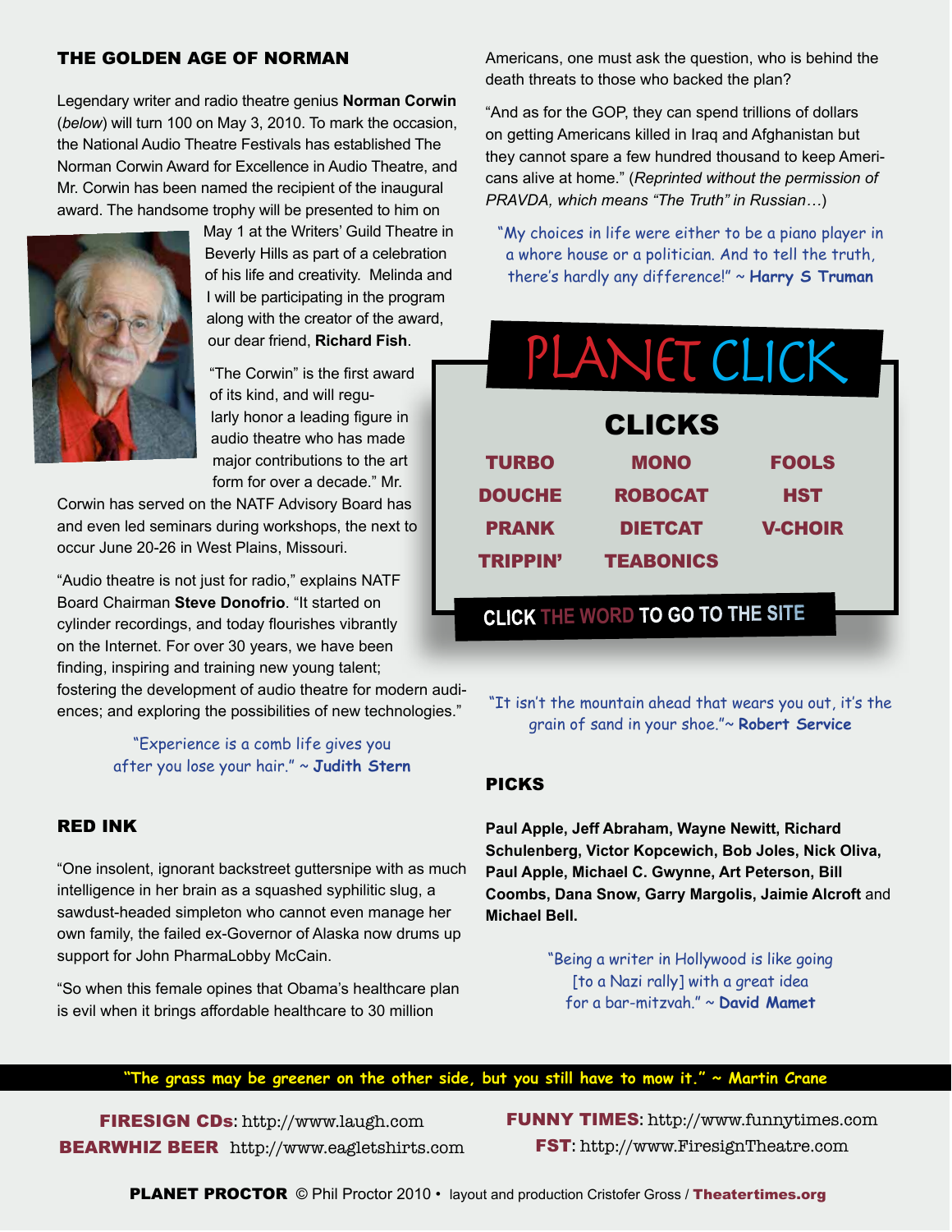## THE GOLDEN AGE OF NORMAN

Legendary writer and radio theatre genius **Norman Corwin** (*below*) will turn 100 on May 3, 2010. To mark the occasion, the National Audio Theatre Festivals has established The Norman Corwin Award for Excellence in Audio Theatre, and Mr. Corwin has been named the recipient of the inaugural award. The handsome trophy will be presented to him on May 1 at the Writers' Guild Theatre in Beverly Hills as part of a celebration of his life and creativity. Melinda and I will be participating in the program along with the creator of the award, our dear friend, **Richard Fish**.

"The Corwin" is the first award of its kind, and will regularly honor a leading figure in audio theatre who has made major contributions to the art form for over a decade." Mr. Corwin has served on the NATF Advisory Board has and even led seminars during workshops, the next to occur June 20-26 in West Plains, Missouri.

"Audio theatre is not just for radio," explains NATF Board Chairman **Steve Donofrio**. "It started on cylinder recordings, and today flourishes vibrantly on the Internet. For over 30 years, we have been finding, inspiring and training new young talent; fostering the development of audio theatre for modern audiences; and exploring the possibilities of new technologies."

"Experience is a comb life gives you after you lose your hair." ~ **Judith Stern**

## RED INK

"One insolent, ignorant backstreet guttersnipe with as much intelligence in her brain as a squashed syphilitic slug, a sawdust-headed simpleton who cannot even manage her own family, the failed ex-Governor of Alaska now drums up support for John PharmaLobby McCain.

"So when this female opines that Obama's healthcare plan is evil when it brings affordable healthcare to 30 million Americans, one must ask the question, who is behind the death threats to those who backed the plan?

"And as for the GOP, they can spend trillions of dollars on getting Americans killed in Iraq and Afghanistan but they cannot spare a few hundred thousand to keep Americans alive at home." (*Reprinted without the permission of PRAVDA, which means "The Truth" in Russian…*)

"My choices in life were either to be a piano player in a whore house or a politician. And to tell the truth, there's hardly any difference!" ~ **Harry S Truman**

## PLANET CLICK

### CLICKS

| | | |
|---|---|---|
| TURBO | MONO | FOOLS |
| DOUCHE | ROBOCAT | HST |
| PRANK | DIETCAT | V-CHOIR |
| TRIPPIN' | TEABONICS | |

CLICK THE WORD TO GO TO THE SITE

"It isn't the mountain ahead that wears you out, it's the grain of sand in your shoe."~ **Robert Service**

## PICKS

**Paul Apple, Jeff Abraham, Wayne Newitt, Richard Schulenberg, Victor Kopcewich, Bob Joles, Nick Oliva, Paul Apple, Michael C. Gwynne, Art Peterson, Bill Coombs, Dana Snow, Garry Margolis, Jaimie Alcroft** and **Michael Bell.**

"Being a writer in Hollywood is like going [to a Nazi rally] with a great idea for a bar-mitzvah." ~ **David Mamet**

**"The grass may be greener on the other side, but you still have to mow it." ~ Martin Crane**

**FIRESIGN CDs**: http://www.laugh.com
**BEARWHIZ BEER** http://www.eagletshirts.com
**FUNNY TIMES**: http://www.funnytimes.com
**FST**: http://www.FiresignTheatre.com

**PLANET PROCTOR** © Phil Proctor 2010 • layout and production Cristofer Gross / **Theatertimes.org**